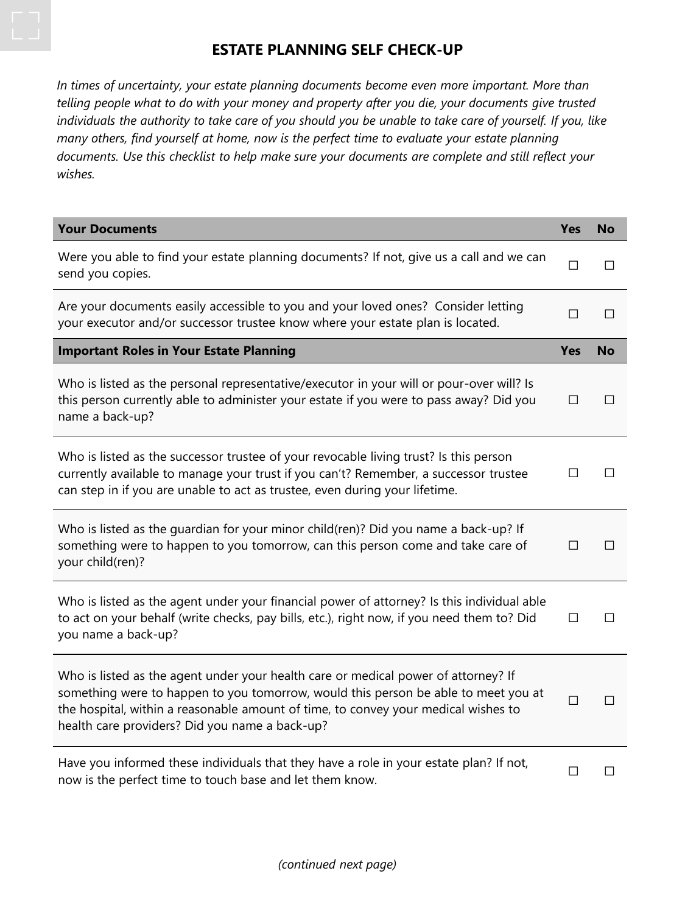# ESTATE PLANNING SELF CHECK-UP

*In times of uncertainty, your estate planning documents become even more important. More than telling people what to do with your money and property after you die, your documents give trusted individuals the authority to take care of you should you be unable to take care of yourself. If you, like many others, find yourself at home, now is the perfect time to evaluate your estate planning documents. Use this checklist to help make sure your documents are complete and still reflect your wishes.*

| **Your Documents** | **Yes** | **No** |
|---|---|---|
| Were you able to find your estate planning documents? If not, give us a call and we can send you copies. | ☐ | ☐ |
| Are your documents easily accessible to you and your loved ones? Consider letting your executor and/or successor trustee know where your estate plan is located. | ☐ | ☐ |

| **Important Roles in Your Estate Planning** | **Yes** | **No** |
|---|---|---|
| Who is listed as the personal representative/executor in your will or pour-over will? Is this person currently able to administer your estate if you were to pass away? Did you name a back-up? | ☐ | ☐ |
| Who is listed as the successor trustee of your revocable living trust? Is this person currently available to manage your trust if you can't? Remember, a successor trustee can step in if you are unable to act as trustee, even during your lifetime. | ☐ | ☐ |
| Who is listed as the guardian for your minor child(ren)? Did you name a back-up? If something were to happen to you tomorrow, can this person come and take care of your child(ren)? | ☐ | ☐ |
| Who is listed as the agent under your financial power of attorney? Is this individual able to act on your behalf (write checks, pay bills, etc.), right now, if you need them to? Did you name a back-up? | ☐ | ☐ |
| Who is listed as the agent under your health care or medical power of attorney? If something were to happen to you tomorrow, would this person be able to meet you at the hospital, within a reasonable amount of time, to convey your medical wishes to health care providers? Did you name a back-up? | ☐ | ☐ |
| Have you informed these individuals that they have a role in your estate plan? If not, now is the perfect time to touch base and let them know. | ☐ | ☐ |

*(continued next page)*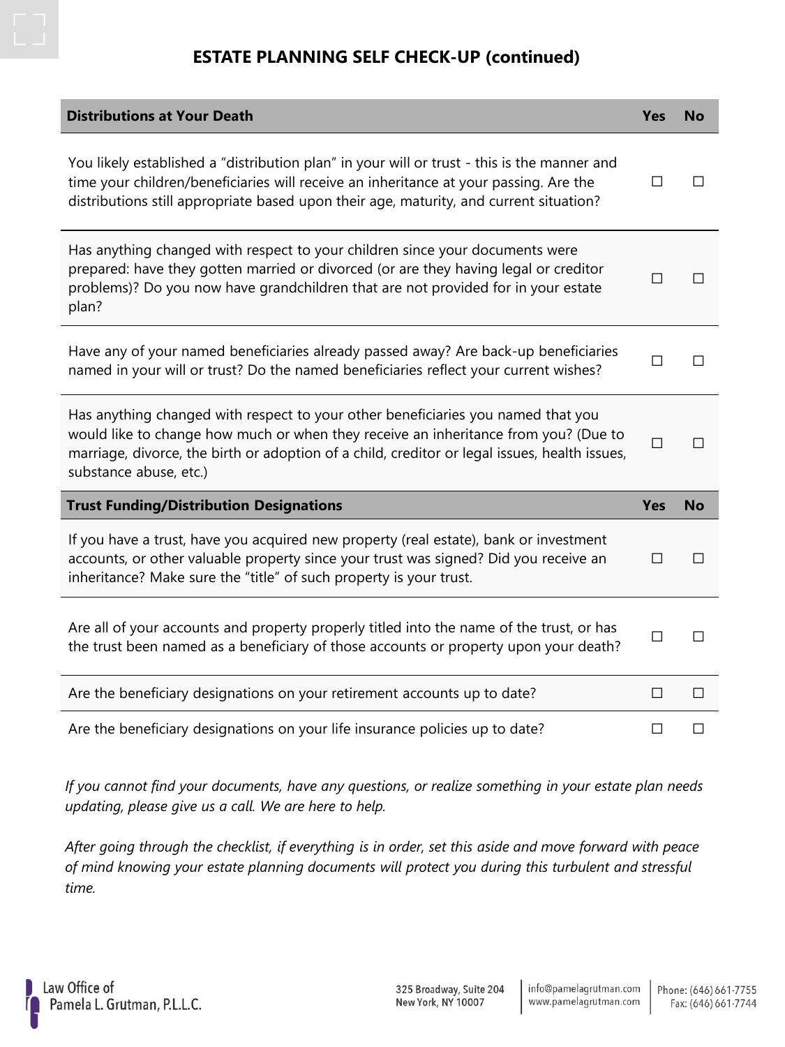## ESTATE PLANNING SELF CHECK-UP (continued)

| Distributions at Your Death | Yes | No |
|---|---|---|
| You likely established a "distribution plan" in your will or trust - this is the manner and time your children/beneficiaries will receive an inheritance at your passing. Are the distributions still appropriate based upon their age, maturity, and current situation? | ☐ | ☐ |
| Has anything changed with respect to your children since your documents were prepared: have they gotten married or divorced (or are they having legal or creditor problems)? Do you now have grandchildren that are not provided for in your estate plan? | ☐ | ☐ |
| Have any of your named beneficiaries already passed away? Are back-up beneficiaries named in your will or trust? Do the named beneficiaries reflect your current wishes? | ☐ | ☐ |
| Has anything changed with respect to your other beneficiaries you named that you would like to change how much or when they receive an inheritance from you? (Due to marriage, divorce, the birth or adoption of a child, creditor or legal issues, health issues, substance abuse, etc.) | ☐ | ☐ |
| **Trust Funding/Distribution Designations** | **Yes** | **No** |
| If you have a trust, have you acquired new property (real estate), bank or investment accounts, or other valuable property since your trust was signed? Did you receive an inheritance? Make sure the "title" of such property is your trust. | ☐ | ☐ |
| Are all of your accounts and property properly titled into the name of the trust, or has the trust been named as a beneficiary of those accounts or property upon your death? | ☐ | ☐ |
| Are the beneficiary designations on your retirement accounts up to date? | ☐ | ☐ |
| Are the beneficiary designations on your life insurance policies up to date? | ☐ | ☐ |

*If you cannot find your documents, have any questions, or realize something in your estate plan needs updating, please give us a call. We are here to help.*

*After going through the checklist, if everything is in order, set this aside and move forward with peace of mind knowing your estate planning documents will protect you during this turbulent and stressful time.*

Law Office of Pamela L. Grutman, P.L.L.C.

325 Broadway, Suite 204
New York, NY 10007

info@pamelagrutman.com
www.pamelagrutman.com

Phone: (646) 661-7755
Fax: (646) 661-7744